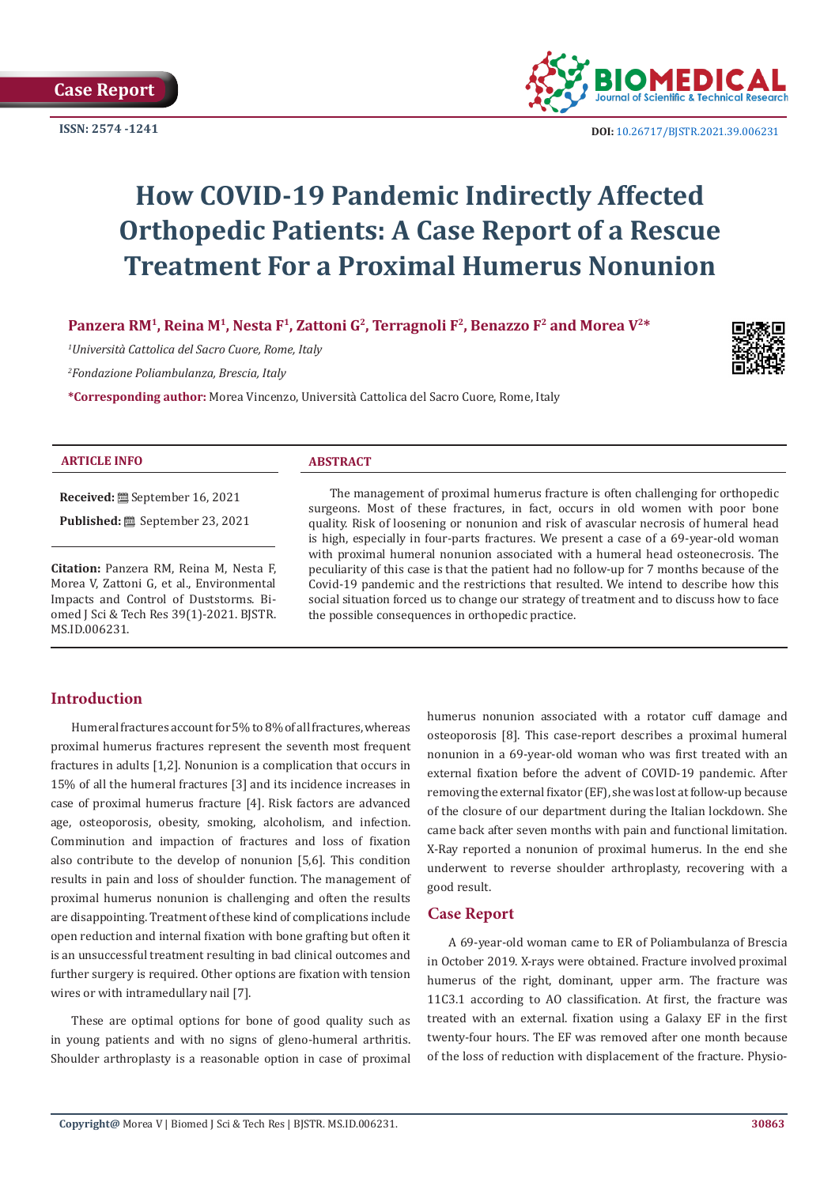Case Report

ISSN: 2574 -1241

DOI: 10.26717/BJSTR.2021.39.006231

# How COVID-19 Pandemic Indirectly Affected Orthopedic Patients: A Case Report of a Rescue Treatment For a Proximal Humerus Nonunion

**Panzera RM[1], Reina M[1], Nesta F[1], Zattoni G[2], Terragnoli F[2], Benazzo F[2] and Morea V[2]***

[1]*Università Cattolica del Sacro Cuore, Rome, Italy*

[2]*Fondazione Poliambulanza, Brescia, Italy*

***Corresponding author:** Morea Vincenzo, Università Cattolica del Sacro Cuore, Rome, Italy

**ARTICLE INFO**

**Received:** September 16, 2021

**Published:** September 23, 2021

**Citation:** Panzera RM, Reina M, Nesta F, Morea V, Zattoni G, et al., Environmental Impacts and Control of Duststorms. Biomed J Sci & Tech Res 39(1)-2021. BJSTR. MS.ID.006231.

**ABSTRACT**

The management of proximal humerus fracture is often challenging for orthopedic surgeons. Most of these fractures, in fact, occurs in old women with poor bone quality. Risk of loosening or nonunion and risk of avascular necrosis of humeral head is high, especially in four-parts fractures. We present a case of a 69-year-old woman with proximal humeral nonunion associated with a humeral head osteonecrosis. The peculiarity of this case is that the patient had no follow-up for 7 months because of the Covid-19 pandemic and the restrictions that resulted. We intend to describe how this social situation forced us to change our strategy of treatment and to discuss how to face the possible consequences in orthopedic practice.

## Introduction

Humeral fractures account for 5% to 8% of all fractures, whereas proximal humerus fractures represent the seventh most frequent fractures in adults [1,2]. Nonunion is a complication that occurs in 15% of all the humeral fractures [3] and its incidence increases in case of proximal humerus fracture [4]. Risk factors are advanced age, osteoporosis, obesity, smoking, alcoholism, and infection. Comminution and impaction of fractures and loss of fixation also contribute to the develop of nonunion [5,6]. This condition results in pain and loss of shoulder function. The management of proximal humerus nonunion is challenging and often the results are disappointing. Treatment of these kind of complications include open reduction and internal fixation with bone grafting but often it is an unsuccessful treatment resulting in bad clinical outcomes and further surgery is required. Other options are fixation with tension wires or with intramedullary nail [7].

These are optimal options for bone of good quality such as in young patients and with no signs of gleno-humeral arthritis. Shoulder arthroplasty is a reasonable option in case of proximal humerus nonunion associated with a rotator cuff damage and osteoporosis [8]. This case-report describes a proximal humeral nonunion in a 69-year-old woman who was first treated with an external fixation before the advent of COVID-19 pandemic. After removing the external fixator (EF), she was lost at follow-up because of the closure of our department during the Italian lockdown. She came back after seven months with pain and functional limitation. X-Ray reported a nonunion of proximal humerus. In the end she underwent to reverse shoulder arthroplasty, recovering with a good result.

## Case Report

A 69-year-old woman came to ER of Poliambulanza of Brescia in October 2019. X-rays were obtained. Fracture involved proximal humerus of the right, dominant, upper arm. The fracture was 11C3.1 according to AO classification. At first, the fracture was treated with an external. fixation using a Galaxy EF in the first twenty-four hours. The EF was removed after one month because of the loss of reduction with displacement of the fracture. Physio-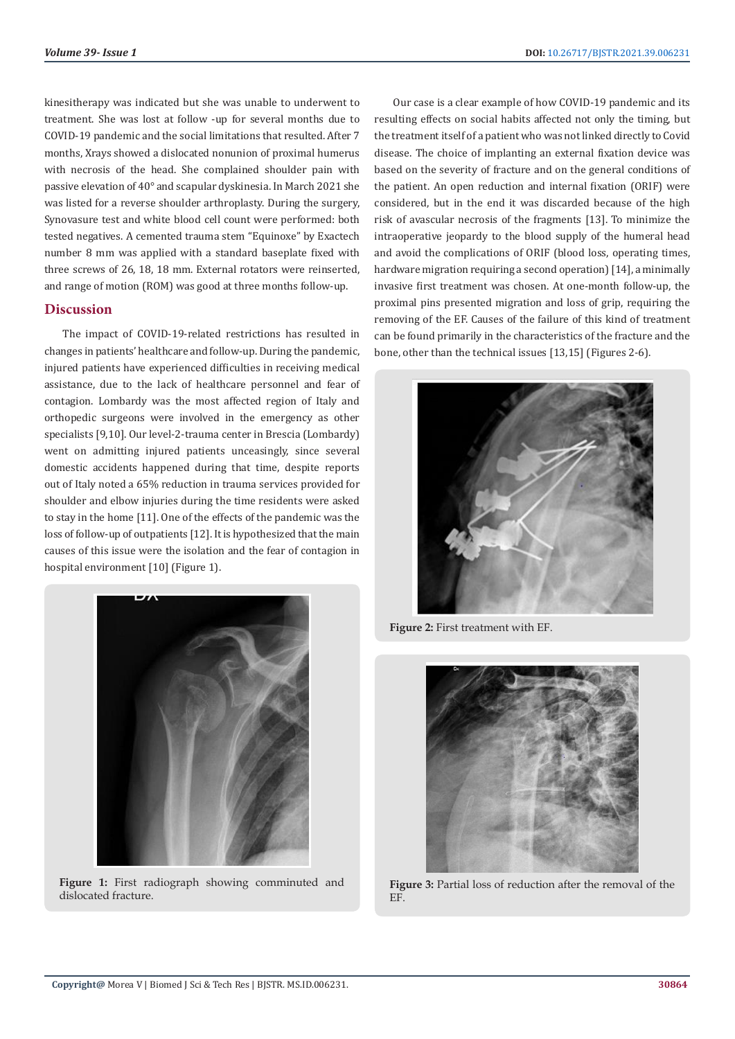kinesitherapy was indicated but she was unable to underwent to treatment. She was lost at follow -up for several months due to COVID-19 pandemic and the social limitations that resulted. After 7 months, Xrays showed a dislocated nonunion of proximal humerus with necrosis of the head. She complained shoulder pain with passive elevation of 40° and scapular dyskinesia. In March 2021 she was listed for a reverse shoulder arthroplasty. During the surgery, Synovasure test and white blood cell count were performed: both tested negatives. A cemented trauma stem "Equinoxe" by Exactech number 8 mm was applied with a standard baseplate fixed with three screws of 26, 18, 18 mm. External rotators were reinserted, and range of motion (ROM) was good at three months follow-up.

## Discussion

The impact of COVID-19-related restrictions has resulted in changes in patients' healthcare and follow-up. During the pandemic, injured patients have experienced difficulties in receiving medical assistance, due to the lack of healthcare personnel and fear of contagion. Lombardy was the most affected region of Italy and orthopedic surgeons were involved in the emergency as other specialists [9,10]. Our level-2-trauma center in Brescia (Lombardy) went on admitting injured patients unceasingly, since several domestic accidents happened during that time, despite reports out of Italy noted a 65% reduction in trauma services provided for shoulder and elbow injuries during the time residents were asked to stay in the home [11]. One of the effects of the pandemic was the loss of follow-up of outpatients [12]. It is hypothesized that the main causes of this issue were the isolation and the fear of contagion in hospital environment [10] (Figure 1).

**Figure 1:** First radiograph showing comminuted and dislocated fracture.

Our case is a clear example of how COVID-19 pandemic and its resulting effects on social habits affected not only the timing, but the treatment itself of a patient who was not linked directly to Covid disease. The choice of implanting an external fixation device was based on the severity of fracture and on the general conditions of the patient. An open reduction and internal fixation (ORIF) were considered, but in the end it was discarded because of the high risk of avascular necrosis of the fragments [13]. To minimize the intraoperative jeopardy to the blood supply of the humeral head and avoid the complications of ORIF (blood loss, operating times, hardware migration requiring a second operation) [14], a minimally invasive first treatment was chosen. At one-month follow-up, the proximal pins presented migration and loss of grip, requiring the removing of the EF. Causes of the failure of this kind of treatment can be found primarily in the characteristics of the fracture and the bone, other than the technical issues [13,15] (Figures 2-6).

**Figure 2:** First treatment with EF.

**Figure 3:** Partial loss of reduction after the removal of the EF.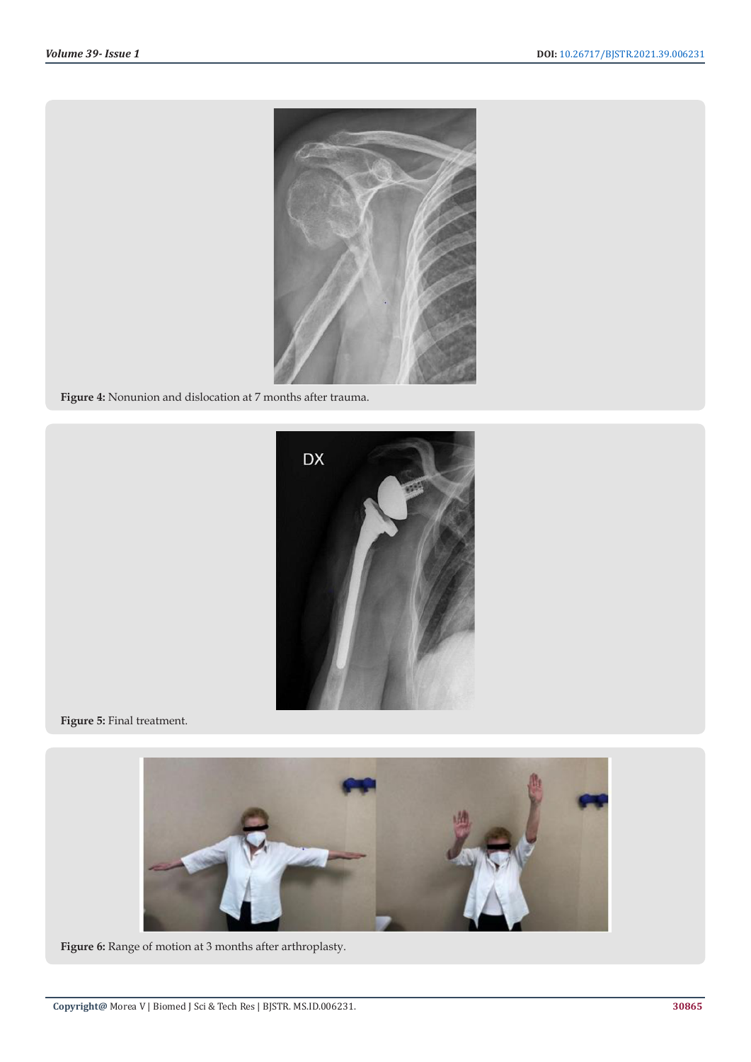**Figure 4:** Nonunion and dislocation at 7 months after trauma.

**Figure 5:** Final treatment.

**Figure 6:** Range of motion at 3 months after arthroplasty.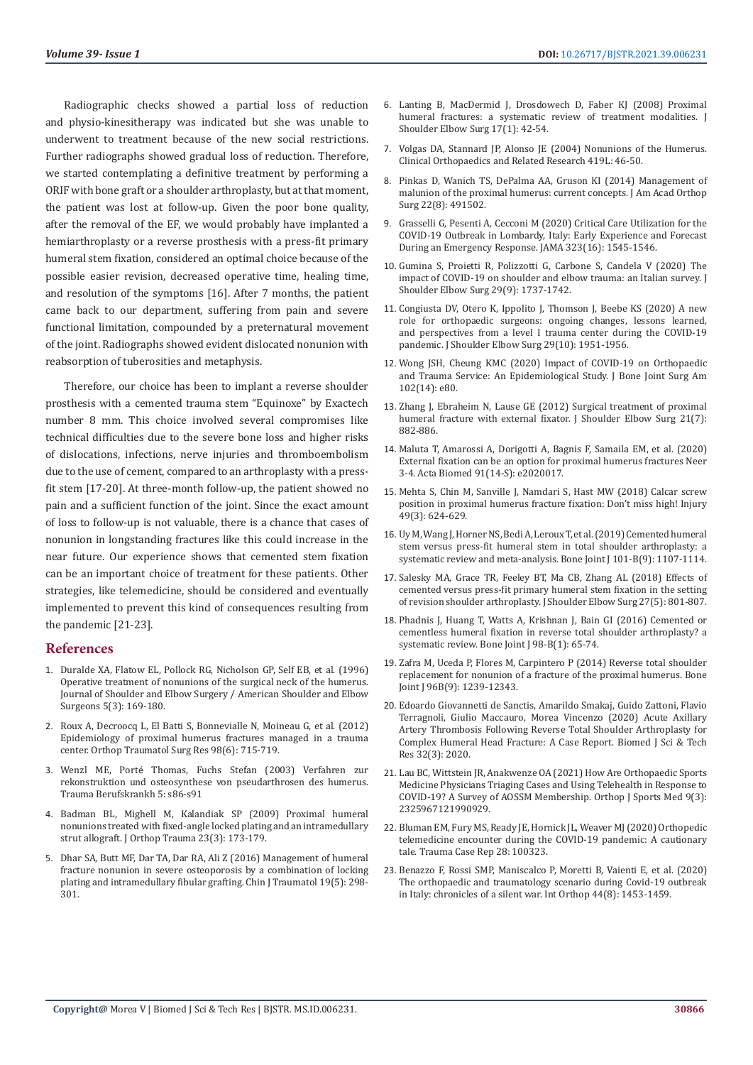Radiographic checks showed a partial loss of reduction and physio-kinesitherapy was indicated but she was unable to underwent to treatment because of the new social restrictions. Further radiographs showed gradual loss of reduction. Therefore, we started contemplating a definitive treatment by performing a ORIF with bone graft or a shoulder arthroplasty, but at that moment, the patient was lost at follow-up. Given the poor bone quality, after the removal of the EF, we would probably have implanted a hemiarthroplasty or a reverse prosthesis with a press-fit primary humeral stem fixation, considered an optimal choice because of the possible easier revision, decreased operative time, healing time, and resolution of the symptoms [16]. After 7 months, the patient came back to our department, suffering from pain and severe functional limitation, compounded by a preternatural movement of the joint. Radiographs showed evident dislocated nonunion with reabsorption of tuberosities and metaphysis.

Therefore, our choice has been to implant a reverse shoulder prosthesis with a cemented trauma stem "Equinoxe" by Exactech number 8 mm. This choice involved several compromises like technical difficulties due to the severe bone loss and higher risks of dislocations, infections, nerve injuries and thromboembolism due to the use of cement, compared to an arthroplasty with a press-fit stem [17-20]. At three-month follow-up, the patient showed no pain and a sufficient function of the joint. Since the exact amount of loss to follow-up is not valuable, there is a chance that cases of nonunion in longstanding fractures like this could increase in the near future. Our experience shows that cemented stem fixation can be an important choice of treatment for these patients. Other strategies, like telemedicine, should be considered and eventually implemented to prevent this kind of consequences resulting from the pandemic [21-23].

## References

1. Duralde XA, Flatow EL, Pollock RG, Nicholson GP, Self EB, et al. (1996) Operative treatment of nonunions of the surgical neck of the humerus. Journal of Shoulder and Elbow Surgery / American Shoulder and Elbow Surgeons 5(3): 169-180.
2. Roux A, Decroocq L, El Batti S, Bonnevialle N, Moineau G, et al. (2012) Epidemiology of proximal humerus fractures managed in a trauma center. Orthop Traumatol Surg Res 98(6): 715-719.
3. Wenzl ME, Porté Thomas, Fuchs Stefan (2003) Verfahren zur rekonstruktion und osteosynthese von pseudarthrosen des humerus. Trauma Berufskrankh 5: s86-s91
4. Badman BL, Mighell M, Kalandiak SP (2009) Proximal humeral nonunions treated with fixed-angle locked plating and an intramedullary strut allograft. J Orthop Trauma 23(3): 173-179.
5. Dhar SA, Butt MF, Dar TA, Dar RA, Ali Z (2016) Management of humeral fracture nonunion in severe osteoporosis by a combination of locking plating and intramedullary fibular grafting. Chin J Traumatol 19(5): 298-301.
6. Lanting B, MacDermid J, Drosdowech D, Faber KJ (2008) Proximal humeral fractures: a systematic review of treatment modalities. J Shoulder Elbow Surg 17(1): 42-54.
7. Volgas DA, Stannard JP, Alonso JE (2004) Nonunions of the Humerus. Clinical Orthopaedics and Related Research 419L: 46-50.
8. Pinkas D, Wanich TS, DePalma AA, Gruson KI (2014) Management of malunion of the proximal humerus: current concepts. J Am Acad Orthop Surg 22(8): 491502.
9. Grasselli G, Pesenti A, Cecconi M (2020) Critical Care Utilization for the COVID-19 Outbreak in Lombardy, Italy: Early Experience and Forecast During an Emergency Response. JAMA 323(16): 1545-1546.
10. Gumina S, Proietti R, Polizzotti G, Carbone S, Candela V (2020) The impact of COVID-19 on shoulder and elbow trauma: an Italian survey. J Shoulder Elbow Surg 29(9): 1737-1742.
11. Congiusta DV, Otero K, Ippolito J, Thomson J, Beebe KS (2020) A new role for orthopaedic surgeons: ongoing changes, lessons learned, and perspectives from a level I trauma center during the COVID-19 pandemic. J Shoulder Elbow Surg 29(10): 1951-1956.
12. Wong JSH, Cheung KMC (2020) Impact of COVID-19 on Orthopaedic and Trauma Service: An Epidemiological Study. J Bone Joint Surg Am 102(14): e80.
13. Zhang J, Ebraheim N, Lause GE (2012) Surgical treatment of proximal humeral fracture with external fixator. J Shoulder Elbow Surg 21(7): 882-886.
14. Maluta T, Amarossi A, Dorigotti A, Bagnis F, Samaila EM, et al. (2020) External fixation can be an option for proximal humerus fractures Neer 3-4. Acta Biomed 91(14-S): e2020017.
15. Mehta S, Chin M, Sanville J, Namdari S, Hast MW (2018) Calcar screw position in proximal humerus fracture fixation: Don't miss high! Injury 49(3): 624-629.
16. Uy M, Wang J, Horner NS, Bedi A, Leroux T, et al. (2019) Cemented humeral stem versus press-fit humeral stem in total shoulder arthroplasty: a systematic review and meta-analysis. Bone Joint J 101-B(9): 1107-1114.
17. Salesky MA, Grace TR, Feeley BT, Ma CB, Zhang AL (2018) Effects of cemented versus press-fit primary humeral stem fixation in the setting of revision shoulder arthroplasty. J Shoulder Elbow Surg 27(5): 801-807.
18. Phadnis J, Huang T, Watts A, Krishnan J, Bain GI (2016) Cemented or cementless humeral fixation in reverse total shoulder arthroplasty? a systematic review. Bone Joint J 98-B(1): 65-74.
19. Zafra M, Uceda P, Flores M, Carpintero P (2014) Reverse total shoulder replacement for nonunion of a fracture of the proximal humerus. Bone Joint J 96B(9): 1239-12343.
20. Edoardo Giovannetti de Sanctis, Amarildo Smakaj, Guido Zattoni, Flavio Terragnoli, Giulio Maccauro, Morea Vincenzo (2020) Acute Axillary Artery Thrombosis Following Reverse Total Shoulder Arthroplasty for Complex Humeral Head Fracture: A Case Report. Biomed J Sci & Tech Res 32(3): 2020.
21. Lau BC, Wittstein JR, Anakwenze OA (2021) How Are Orthopaedic Sports Medicine Physicians Triaging Cases and Using Telehealth in Response to COVID-19? A Survey of AOSSM Membership. Orthop J Sports Med 9(3): 2325967121990929.
22. Bluman EM, Fury MS, Ready JE, Hornick JL, Weaver MJ (2020) Orthopedic telemedicine encounter during the COVID-19 pandemic: A cautionary tale. Trauma Case Rep 28: 100323.
23. Benazzo F, Rossi SMP, Maniscalco P, Moretti B, Vaienti E, et al. (2020) The orthopaedic and traumatology scenario during Covid-19 outbreak in Italy: chronicles of a silent war. Int Orthop 44(8): 1453-1459.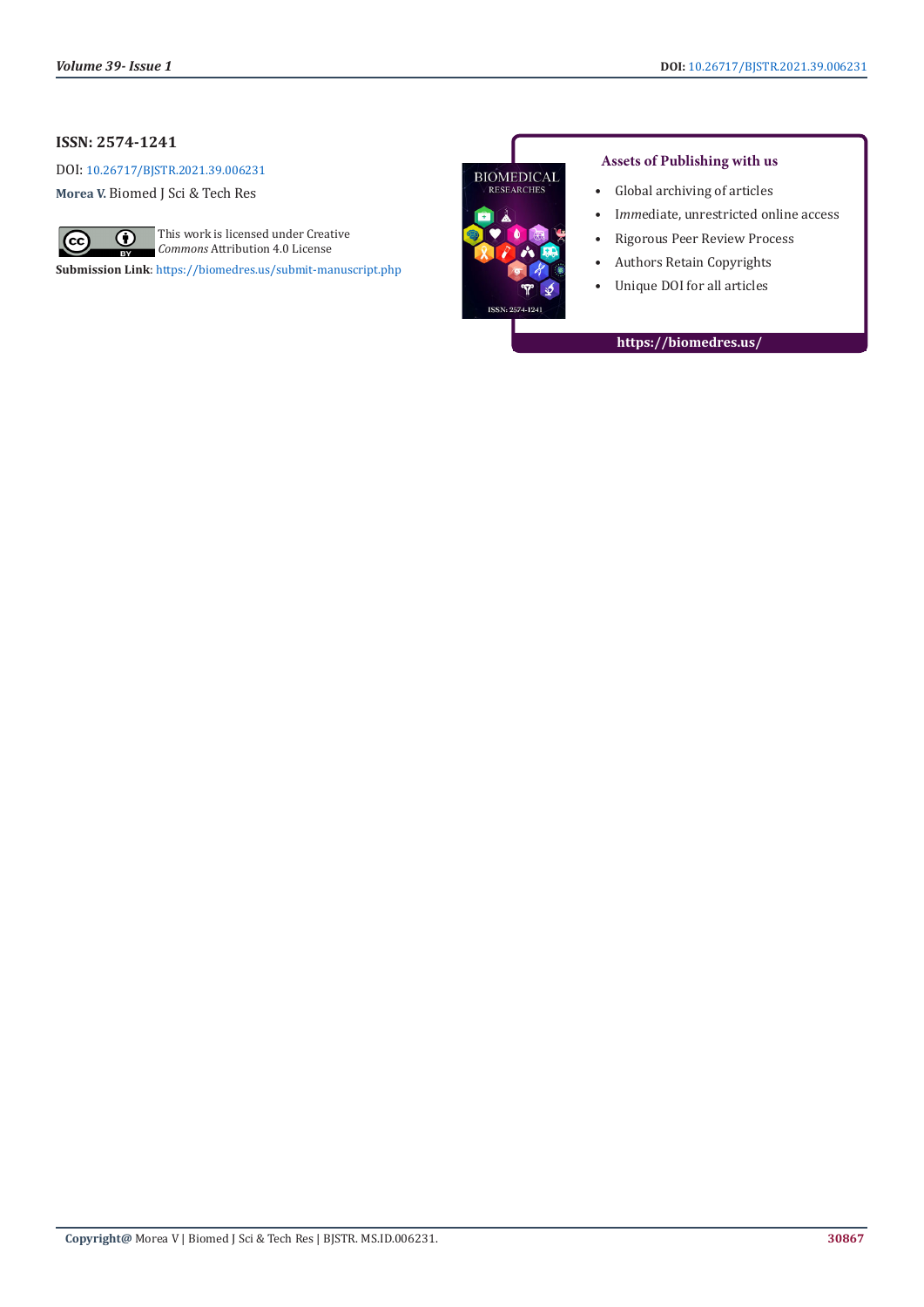**ISSN: 2574-1241**

DOI: 10.26717/BJSTR.2021.39.006231

**Morea V.** Biomed J Sci & Tech Res

This work is licensed under Creative *Commons* Attribution 4.0 License

**Submission Link**: https://biomedres.us/submit-manuscript.php

### Assets of Publishing with us

- Global archiving of articles
- Immediate, unrestricted online access
- Rigorous Peer Review Process
- Authors Retain Copyrights
- Unique DOI for all articles

**https://biomedres.us/**